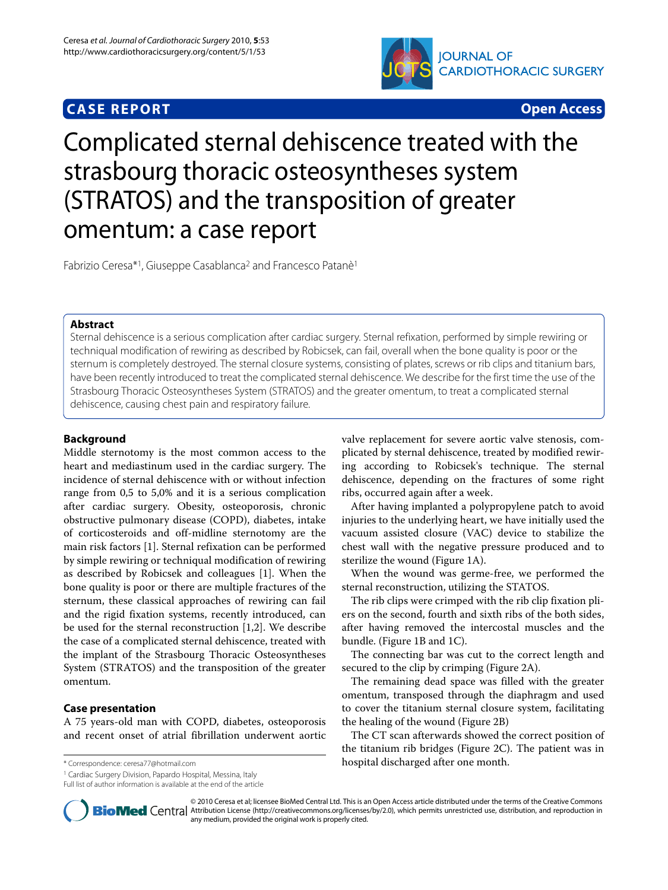**CASE REPORT** **Open Access**

# Complicated sternal dehiscence treated with the strasbourg thoracic osteosyntheses system (STRATOS) and the transposition of greater omentum: a case report

Fabrizio Ceresa*[1], Giuseppe Casablanca[2] and Francesco Patanè[1]

## Abstract

Sternal dehiscence is a serious complication after cardiac surgery. Sternal refixation, performed by simple rewiring or techniqual modification of rewiring as described by Robicsek, can fail, overall when the bone quality is poor or the sternum is completely destroyed. The sternal closure systems, consisting of plates, screws or rib clips and titanium bars, have been recently introduced to treat the complicated sternal dehiscence. We describe for the first time the use of the Strasbourg Thoracic Osteosyntheses System (STRATOS) and the greater omentum, to treat a complicated sternal dehiscence, causing chest pain and respiratory failure.

## Background

Middle sternotomy is the most common access to the heart and mediastinum used in the cardiac surgery. The incidence of sternal dehiscence with or without infection range from 0,5 to 5,0% and it is a serious complication after cardiac surgery. Obesity, osteoporosis, chronic obstructive pulmonary disease (COPD), diabetes, intake of corticosteroids and off-midline sternotomy are the main risk factors [1]. Sternal refixation can be performed by simple rewiring or techniqual modification of rewiring as described by Robicsek and colleagues [1]. When the bone quality is poor or there are multiple fractures of the sternum, these classical approaches of rewiring can fail and the rigid fixation systems, recently introduced, can be used for the sternal reconstruction [1,2]. We describe the case of a complicated sternal dehiscence, treated with the implant of the Strasbourg Thoracic Osteosyntheses System (STRATOS) and the transposition of the greater omentum.

## Case presentation

A 75 years-old man with COPD, diabetes, osteoporosis and recent onset of atrial fibrillation underwent aortic valve replacement for severe aortic valve stenosis, complicated by sternal dehiscence, treated by modified rewiring according to Robicsek's technique. The sternal dehiscence, depending on the fractures of some right ribs, occurred again after a week.

After having implanted a polypropylene patch to avoid injuries to the underlying heart, we have initially used the vacuum assisted closure (VAC) device to stabilize the chest wall with the negative pressure produced and to sterilize the wound (Figure 1A).

When the wound was germ-free, we performed the sternal reconstruction, utilizing the STRATOS.

The rib clips were crimped with the rib clip fixation pliers on the second, fourth and sixth ribs of the both sides, after having removed the intercostal muscles and the bundle. (Figure 1B and 1C).

The connecting bar was cut to the correct length and secured to the clip by crimping (Figure 2A).

The remaining dead space was filled with the greater omentum, transposed through the diaphragm and used to cover the titanium sternal closure system, facilitating the healing of the wound (Figure 2B)

The CT scan afterwards showed the correct position of the titanium rib bridges (Figure 2C). The patient was in hospital discharged after one month.

\* Correspondence: ceresa77@hotmail.com

[1] Cardiac Surgery Division, Papardo Hospital, Messina, Italy

Full list of author information is available at the end of the article

© 2010 Ceresa et al; licensee BioMed Central Ltd. This is an Open Access article distributed under the terms of the Creative Commons Attribution License (http://creativecommons.org/licenses/by/2.0), which permits unrestricted use, distribution, and reproduction in any medium, provided the original work is properly cited.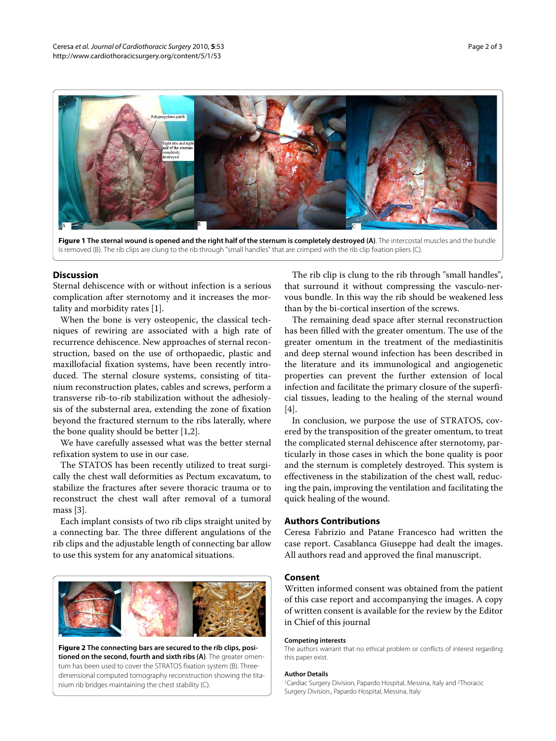**Figure 1 The sternal wound is opened and the right half of the sternum is completely destroyed (A)**. The intercostal muscles and the bundle is removed (B). The rib clips are clung to the rib through "small handles" that are crimped with the rib clip fixation pliers (C).

## Discussion

Sternal dehiscence with or without infection is a serious complication after sternotomy and it increases the mortality and morbidity rates [1].

When the bone is very osteopenic, the classical techniques of rewiring are associated with a high rate of recurrence dehiscence. New approaches of sternal reconstruction, based on the use of orthopaedic, plastic and maxillofacial fixation systems, have been recently introduced. The sternal closure systems, consisting of titanium reconstruction plates, cables and screws, perform a transverse rib-to-rib stabilization without the adhesiolysis of the substernal area, extending the zone of fixation beyond the fractured sternum to the ribs laterally, where the bone quality should be better [1,2].

We have carefully assessed what was the better sternal refixation system to use in our case.

The STATOS has been recently utilized to treat surgically the chest wall deformities as Pectum excavatum, to stabilize the fractures after severe thoracic trauma or to reconstruct the chest wall after removal of a tumoral mass [3].

Each implant consists of two rib clips straight united by a connecting bar. The three different angulations of the rib clips and the adjustable length of connecting bar allow to use this system for any anatomical situations.

**Figure 2 The connecting bars are secured to the rib clips, positioned on the second, fourth and sixth ribs (A)**. The greater omentum has been used to cover the STRATOS fixation system (B). Three-dimensional computed tomography reconstruction showing the titanium rib bridges maintaining the chest stability (C).

The rib clip is clung to the rib through "small handles", that surround it without compressing the vasculo-nervous bundle. In this way the rib should be weakened less than by the bi-cortical insertion of the screws.

The remaining dead space after sternal reconstruction has been filled with the greater omentum. The use of the greater omentum in the treatment of the mediastinitis and deep sternal wound infection has been described in the literature and its immunological and angiogenetic properties can prevent the further extension of local infection and facilitate the primary closure of the superficial tissues, leading to the healing of the sternal wound [4].

In conclusion, we purpose the use of STRATOS, covered by the transposition of the greater omentum, to treat the complicated sternal dehiscence after sternotomy, particularly in those cases in which the bone quality is poor and the sternum is completely destroyed. This system is effectiveness in the stabilization of the chest wall, reducing the pain, improving the ventilation and facilitating the quick healing of the wound.

## Authors Contributions

Ceresa Fabrizio and Patane Francesco had written the case report. Casablanca Giuseppe had dealt the images. All authors read and approved the final manuscript.

## Consent

Written informed consent was obtained from the patient of this case report and accompanying the images. A copy of written consent is available for the review by the Editor in Chief of this journal

#### Competing interests

The authors warrant that no ethical problem or conflicts of interest regarding this paper exist.

#### Author Details

[1]Cardiac Surgery Division, Papardo Hospital, Messina, Italy and [2]Thoracic Surgery Division., Papardo Hospital, Messina, Italy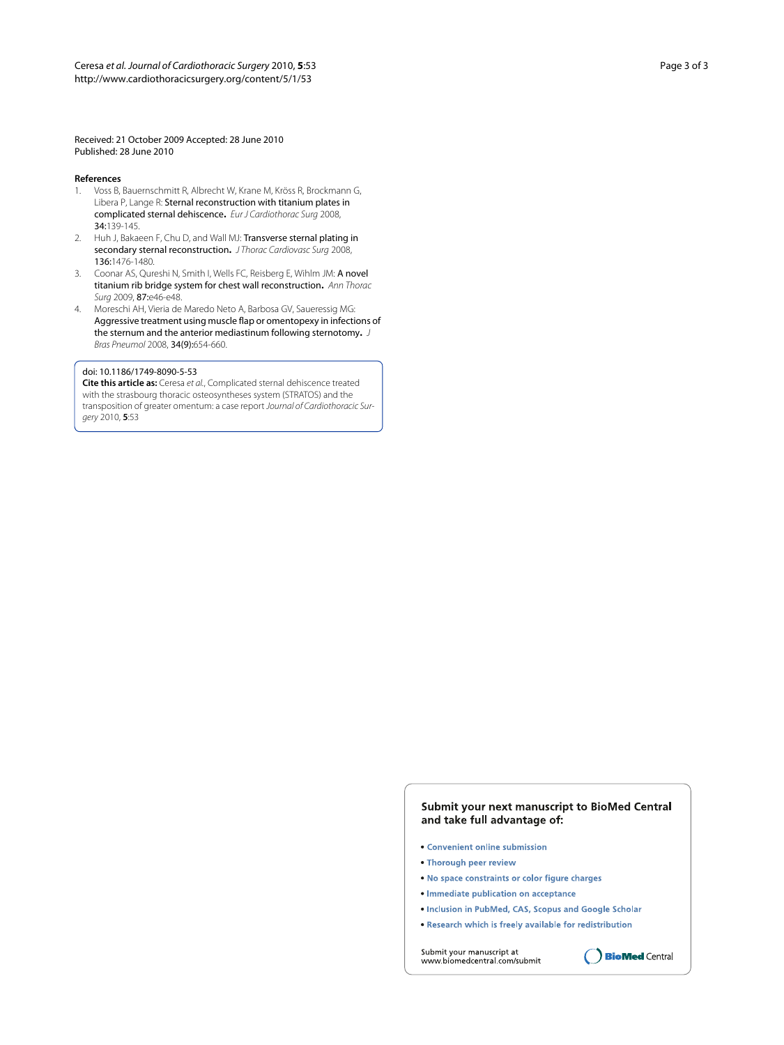Received: 21 October 2009 Accepted: 28 June 2010
Published: 28 June 2010

## References

1. Voss B, Bauernschmitt R, Albrecht W, Krane M, Kröss R, Brockmann G, Libera P, Lange R: **Sternal reconstruction with titanium plates in complicated sternal dehiscence.** *Eur J Cardiothorac Surg* 2008, **34**:139-145.
2. Huh J, Bakaeen F, Chu D, and Wall MJ: **Transverse sternal plating in secondary sternal reconstruction.** *J Thorac Cardiovasc Surg* 2008, **136**:1476-1480.
3. Coonar AS, Qureshi N, Smith I, Wells FC, Reisberg E, Wihlm JM: **A novel titanium rib bridge system for chest wall reconstruction.** *Ann Thorac Surg* 2009, **87**:e46-e48.
4. Moreschi AH, Vieria de Maredo Neto A, Barbosa GV, Saueressig MG: **Aggressive treatment using muscle flap or omentopexy in infections of the sternum and the anterior mediastinum following sternotomy.** *J Bras Pneumol* 2008, **34(9)**:654-660.

doi: 10.1186/1749-8090-5-53
**Cite this article as:** Ceresa *et al.*, Complicated sternal dehiscence treated with the strasbourg thoracic osteosyntheses system (STRATOS) and the transposition of greater omentum: a case report *Journal of Cardiothoracic Surgery* 2010, **5**:53

**Submit your next manuscript to BioMed Central and take full advantage of:**

- **Convenient online submission**
- **Thorough peer review**
- **No space constraints or color figure charges**
- **Immediate publication on acceptance**
- **Inclusion in PubMed, CAS, Scopus and Google Scholar**
- **Research which is freely available for redistribution**

Submit your manuscript at
www.biomedcentral.com/submit

BioMed Central